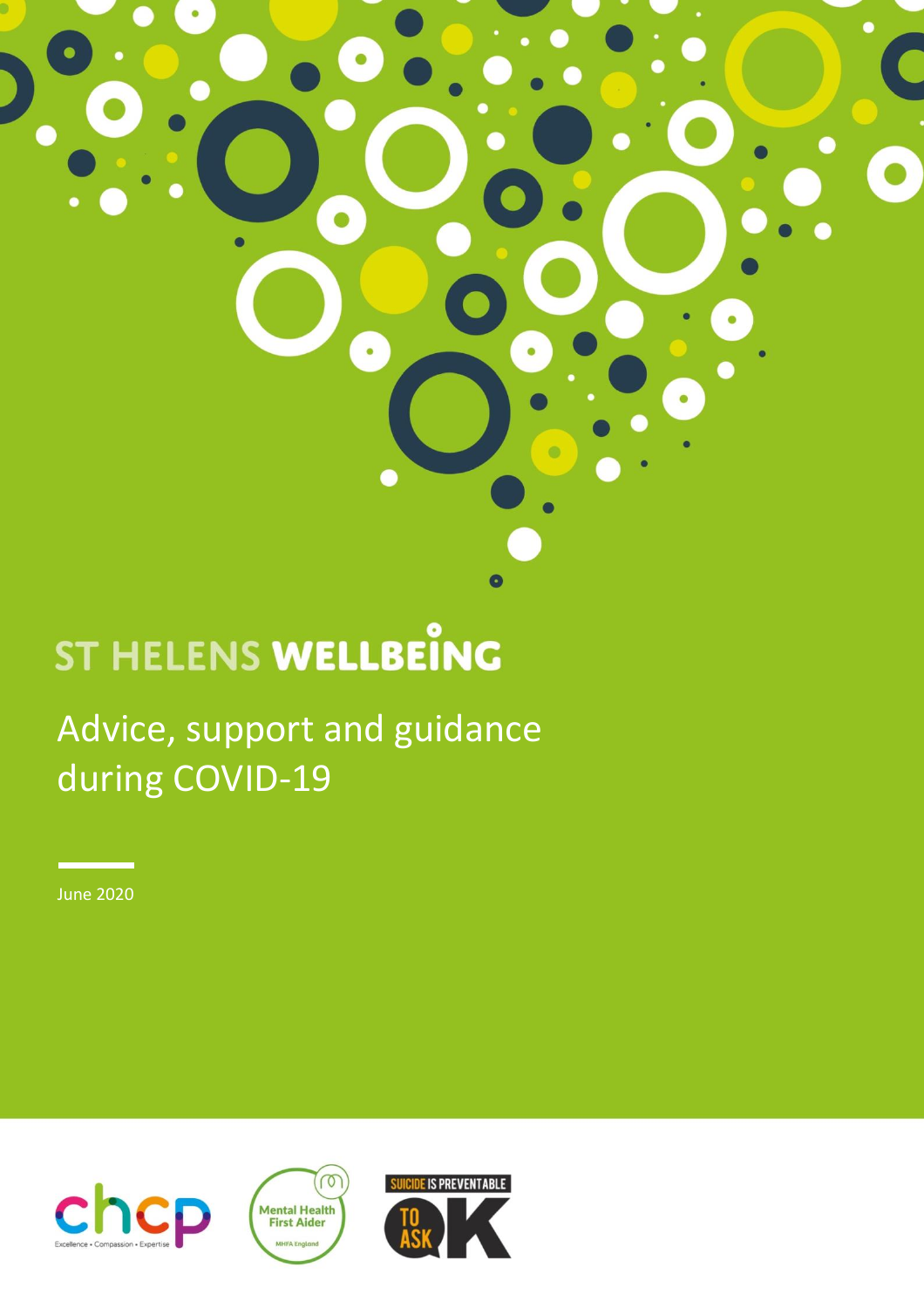# ST HELENS WELLBEING

## Advice, support and guidance during COVID-19

June 2020

chcp
Excellence • Compassion • Expertise

Mental Health First Aider
MHFA England

SUICIDE IS PREVENTABLE
TO ASK OK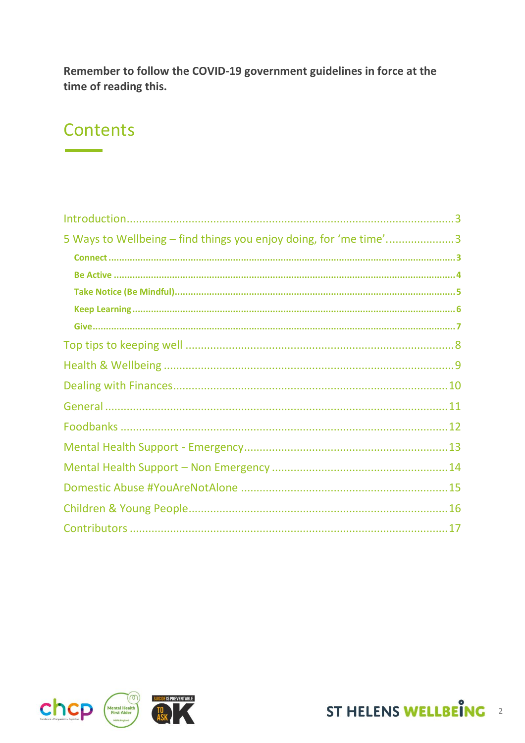**Remember to follow the COVID-19 government guidelines in force at the time of reading this.**

# Contents

- Introduction ... 3
- 5 Ways to Wellbeing – find things you enjoy doing, for 'me time' ... 3
  - **Connect** ... 3
  - **Be Active** ... 4
  - **Take Notice (Be Mindful)** ... 5
  - **Keep Learning** ... 6
  - **Give** ... 7
- Top tips to keeping well ... 8
- Health & Wellbeing ... 9
- Dealing with Finances ... 10
- General ... 11
- Foodbanks ... 12
- Mental Health Support - Emergency ... 13
- Mental Health Support – Non Emergency ... 14
- Domestic Abuse #YouAreNotAlone ... 15
- Children & Young People ... 16
- Contributors ... 17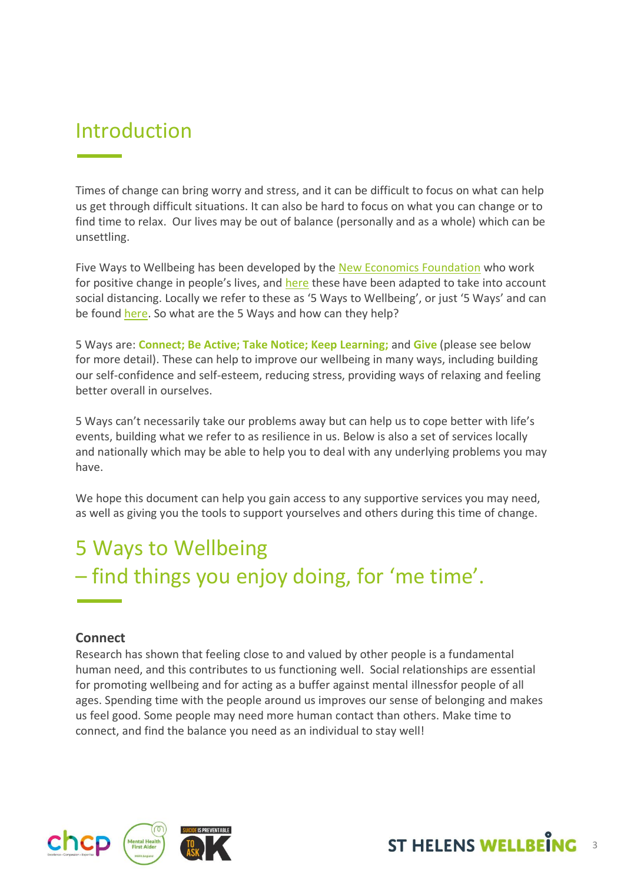# Introduction

Times of change can bring worry and stress, and it can be difficult to focus on what can help us get through difficult situations. It can also be hard to focus on what you can change or to find time to relax. Our lives may be out of balance (personally and as a whole) which can be unsettling.

Five Ways to Wellbeing has been developed by the New Economics Foundation who work for positive change in people's lives, and here these have been adapted to take into account social distancing. Locally we refer to these as '5 Ways to Wellbeing', or just '5 Ways' and can be found here. So what are the 5 Ways and how can they help?

5 Ways are: **Connect; Be Active; Take Notice; Keep Learning;** and **Give** (please see below for more detail). These can help to improve our wellbeing in many ways, including building our self-confidence and self-esteem, reducing stress, providing ways of relaxing and feeling better overall in ourselves.

5 Ways can't necessarily take our problems away but can help us to cope better with life's events, building what we refer to as resilience in us. Below is also a set of services locally and nationally which may be able to help you to deal with any underlying problems you may have.

We hope this document can help you gain access to any supportive services you may need, as well as giving you the tools to support yourselves and others during this time of change.

# 5 Ways to Wellbeing – find things you enjoy doing, for 'me time'.

### Connect

Research has shown that feeling close to and valued by other people is a fundamental human need, and this contributes to us functioning well. Social relationships are essential for promoting wellbeing and for acting as a buffer against mental illnessfor people of all ages. Spending time with the people around us improves our sense of belonging and makes us feel good. Some people may need more human contact than others. Make time to connect, and find the balance you need as an individual to stay well!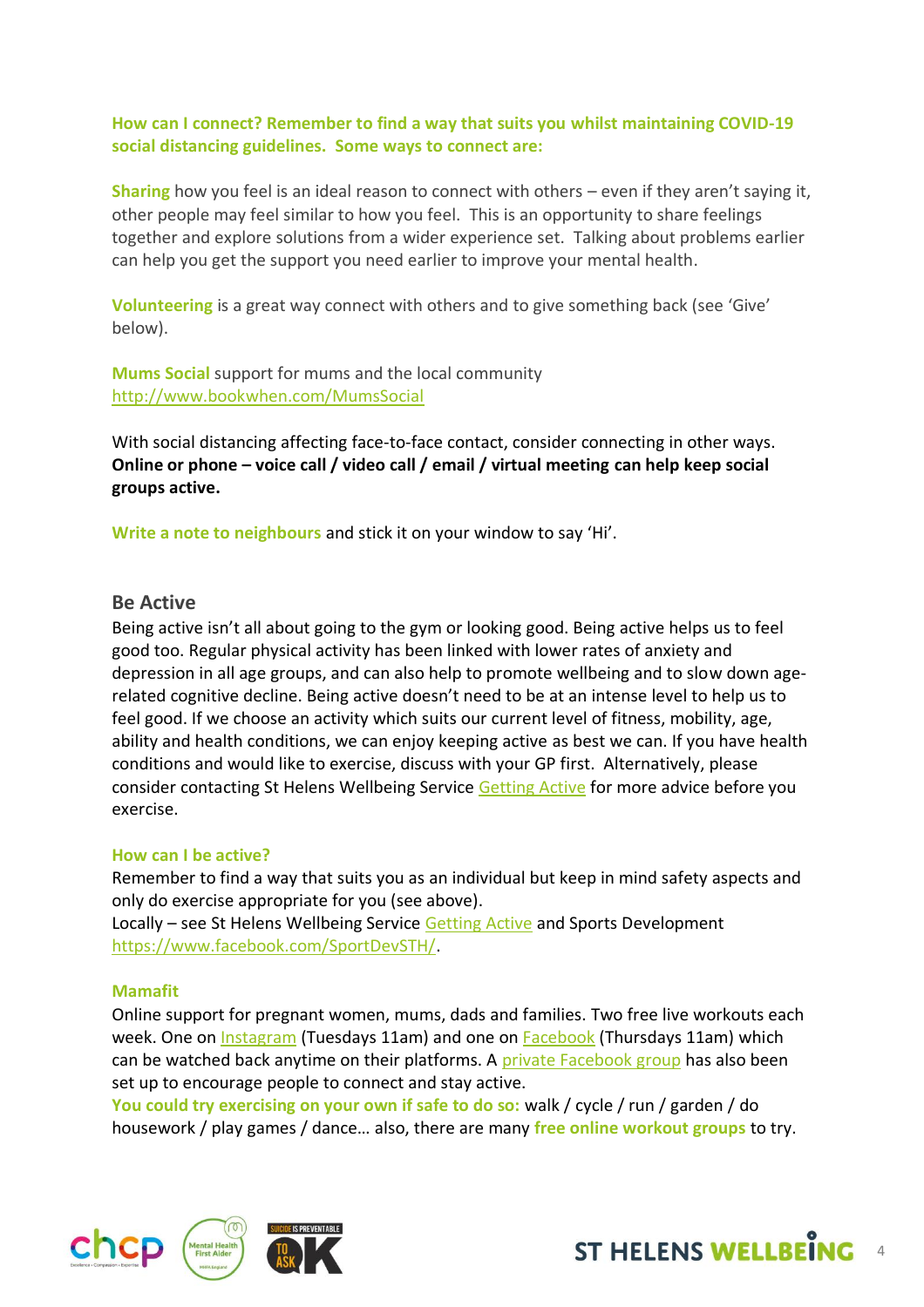**How can I connect? Remember to find a way that suits you whilst maintaining COVID-19 social distancing guidelines. Some ways to connect are:**

**Sharing** how you feel is an ideal reason to connect with others – even if they aren't saying it, other people may feel similar to how you feel. This is an opportunity to share feelings together and explore solutions from a wider experience set. Talking about problems earlier can help you get the support you need earlier to improve your mental health.

**Volunteering** is a great way connect with others and to give something back (see 'Give' below).

**Mums Social** support for mums and the local community
http://www.bookwhen.com/MumsSocial

With social distancing affecting face-to-face contact, consider connecting in other ways.
**Online or phone – voice call / video call / email / virtual meeting can help keep social groups active.**

**Write a note to neighbours** and stick it on your window to say 'Hi'.

## Be Active

Being active isn't all about going to the gym or looking good. Being active helps us to feel good too. Regular physical activity has been linked with lower rates of anxiety and depression in all age groups, and can also help to promote wellbeing and to slow down age-related cognitive decline. Being active doesn't need to be at an intense level to help us to feel good. If we choose an activity which suits our current level of fitness, mobility, age, ability and health conditions, we can enjoy keeping active as best we can. If you have health conditions and would like to exercise, discuss with your GP first. Alternatively, please consider contacting St Helens Wellbeing Service Getting Active for more advice before you exercise.

### How can I be active?

Remember to find a way that suits you as an individual but keep in mind safety aspects and only do exercise appropriate for you (see above).
Locally – see St Helens Wellbeing Service Getting Active and Sports Development https://www.facebook.com/SportDevSTH/.

### Mamafit

Online support for pregnant women, mums, dads and families. Two free live workouts each week. One on Instagram (Tuesdays 11am) and one on Facebook (Thursdays 11am) which can be watched back anytime on their platforms. A private Facebook group has also been set up to encourage people to connect and stay active.
**You could try exercising on your own if safe to do so:** walk / cycle / run / garden / do housework / play games / dance… also, there are many **free online workout groups** to try.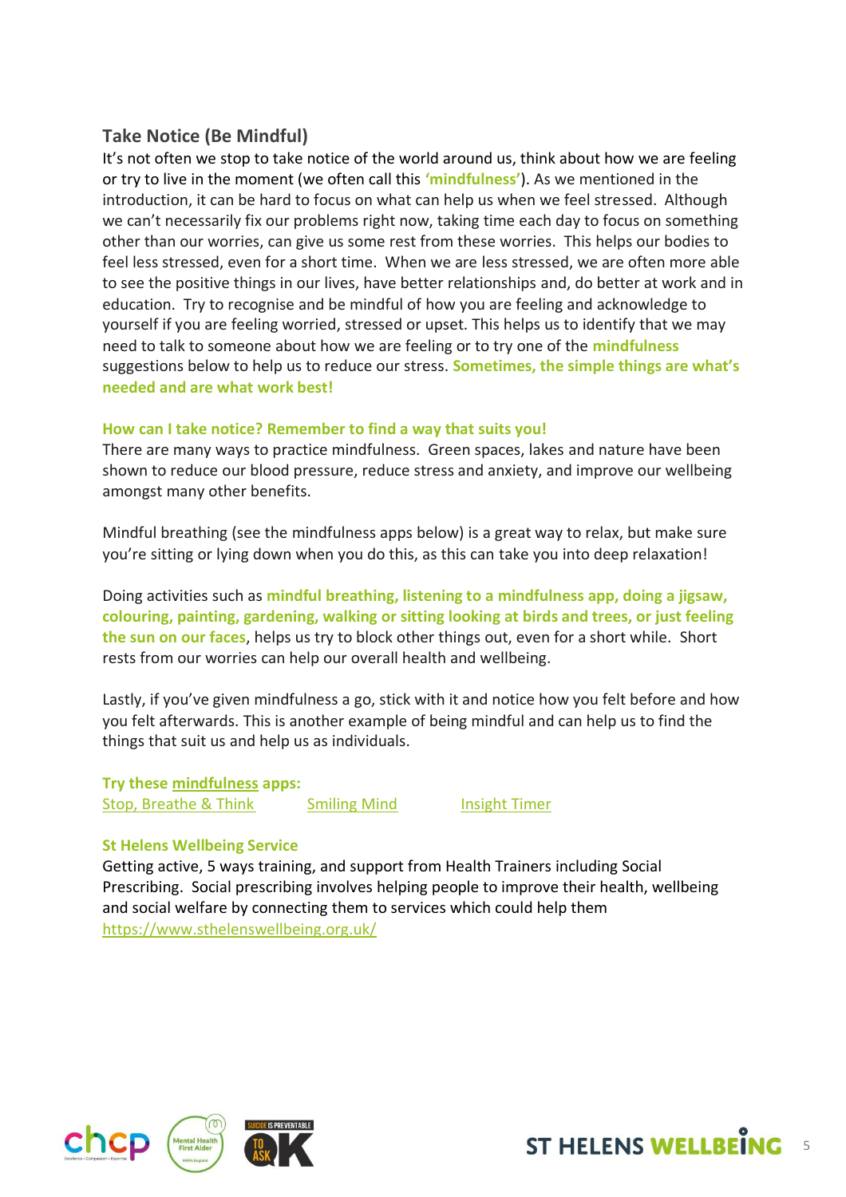## Take Notice (Be Mindful)

It's not often we stop to take notice of the world around us, think about how we are feeling or try to live in the moment (we often call this **'mindfulness'**). As we mentioned in the introduction, it can be hard to focus on what can help us when we feel stressed. Although we can't necessarily fix our problems right now, taking time each day to focus on something other than our worries, can give us some rest from these worries. This helps our bodies to feel less stressed, even for a short time. When we are less stressed, we are often more able to see the positive things in our lives, have better relationships and, do better at work and in education. Try to recognise and be mindful of how you are feeling and acknowledge to yourself if you are feeling worried, stressed or upset. This helps us to identify that we may need to talk to someone about how we are feeling or to try one of the **mindfulness** suggestions below to help us to reduce our stress. **Sometimes, the simple things are what's needed and are what work best!**

**How can I take notice? Remember to find a way that suits you!**

There are many ways to practice mindfulness. Green spaces, lakes and nature have been shown to reduce our blood pressure, reduce stress and anxiety, and improve our wellbeing amongst many other benefits.

Mindful breathing (see the mindfulness apps below) is a great way to relax, but make sure you're sitting or lying down when you do this, as this can take you into deep relaxation!

Doing activities such as **mindful breathing, listening to a mindfulness app, doing a jigsaw, colouring, painting, gardening, walking or sitting looking at birds and trees, or just feeling the sun on our faces**, helps us try to block other things out, even for a short while. Short rests from our worries can help our overall health and wellbeing.

Lastly, if you've given mindfulness a go, stick with it and notice how you felt before and how you felt afterwards. This is another example of being mindful and can help us to find the things that suit us and help us as individuals.

**Try these mindfulness apps:**

Stop, Breathe & Think      Smiling Mind      Insight Timer

**St Helens Wellbeing Service**

Getting active, 5 ways training, and support from Health Trainers including Social Prescribing. Social prescribing involves helping people to improve their health, wellbeing and social welfare by connecting them to services which could help them
https://www.sthelenswellbeing.org.uk/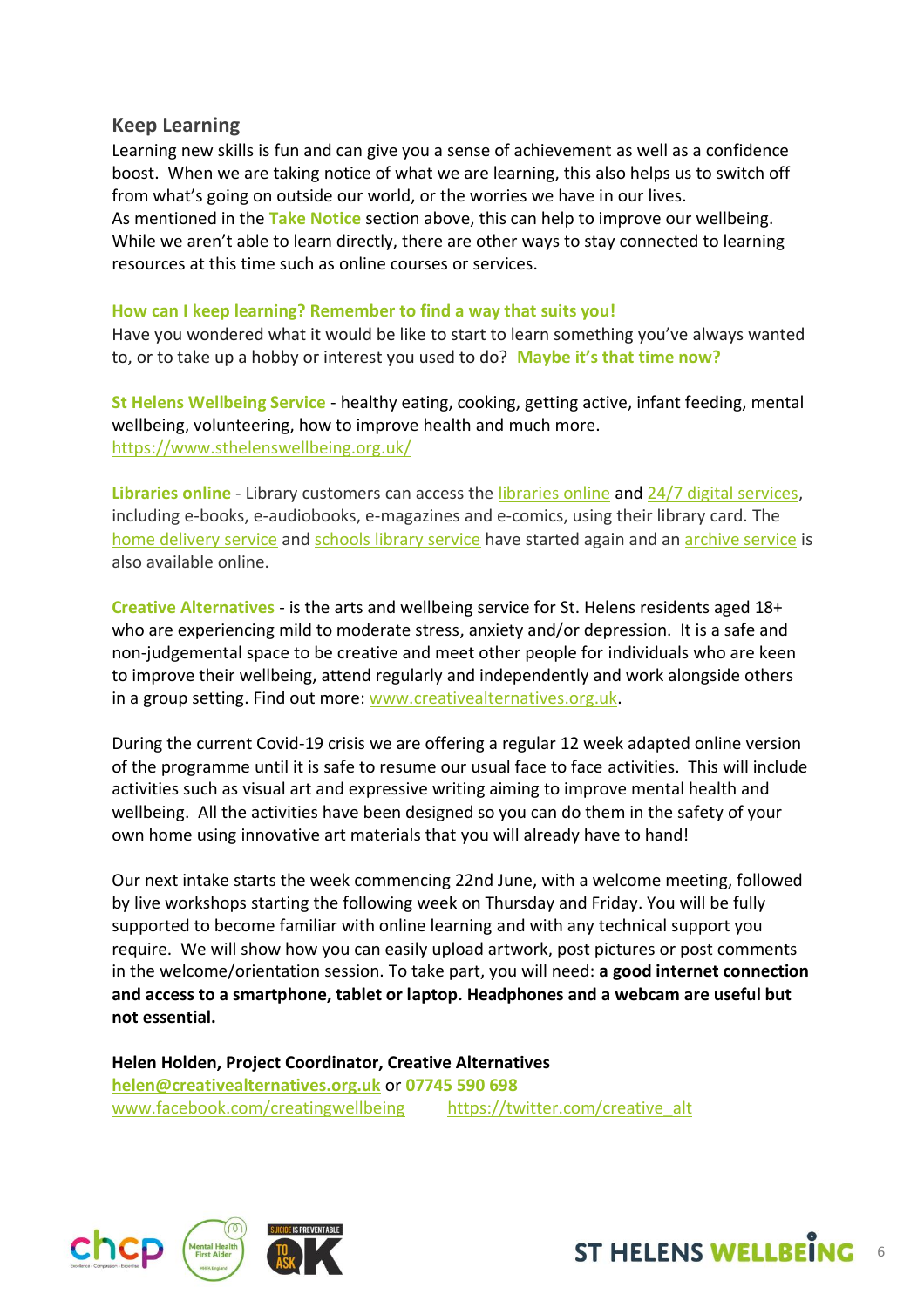## Keep Learning

Learning new skills is fun and can give you a sense of achievement as well as a confidence boost. When we are taking notice of what we are learning, this also helps us to switch off from what's going on outside our world, or the worries we have in our lives.
As mentioned in the **Take Notice** section above, this can help to improve our wellbeing. While we aren't able to learn directly, there are other ways to stay connected to learning resources at this time such as online courses or services.

**How can I keep learning? Remember to find a way that suits you!**
Have you wondered what it would be like to start to learn something you've always wanted to, or to take up a hobby or interest you used to do? **Maybe it's that time now?**

**St Helens Wellbeing Service** - healthy eating, cooking, getting active, infant feeding, mental wellbeing, volunteering, how to improve health and much more.
https://www.sthelenswellbeing.org.uk/

**Libraries online** - Library customers can access the libraries online and 24/7 digital services, including e-books, e-audiobooks, e-magazines and e-comics, using their library card. The home delivery service and schools library service have started again and an archive service is also available online.

**Creative Alternatives** - is the arts and wellbeing service for St. Helens residents aged 18+ who are experiencing mild to moderate stress, anxiety and/or depression. It is a safe and non-judgemental space to be creative and meet other people for individuals who are keen to improve their wellbeing, attend regularly and independently and work alongside others in a group setting. Find out more: www.creativealternatives.org.uk.

During the current Covid-19 crisis we are offering a regular 12 week adapted online version of the programme until it is safe to resume our usual face to face activities. This will include activities such as visual art and expressive writing aiming to improve mental health and wellbeing. All the activities have been designed so you can do them in the safety of your own home using innovative art materials that you will already have to hand!

Our next intake starts the week commencing 22nd June, with a welcome meeting, followed by live workshops starting the following week on Thursday and Friday. You will be fully supported to become familiar with online learning and with any technical support you require. We will show how you can easily upload artwork, post pictures or post comments in the welcome/orientation session. To take part, you will need: **a good internet connection and access to a smartphone, tablet or laptop. Headphones and a webcam are useful but not essential.**

**Helen Holden, Project Coordinator, Creative Alternatives**
**helen@creativealternatives.org.uk** or **07745 590 698**
www.facebook.com/creatingwellbeing https://twitter.com/creative_alt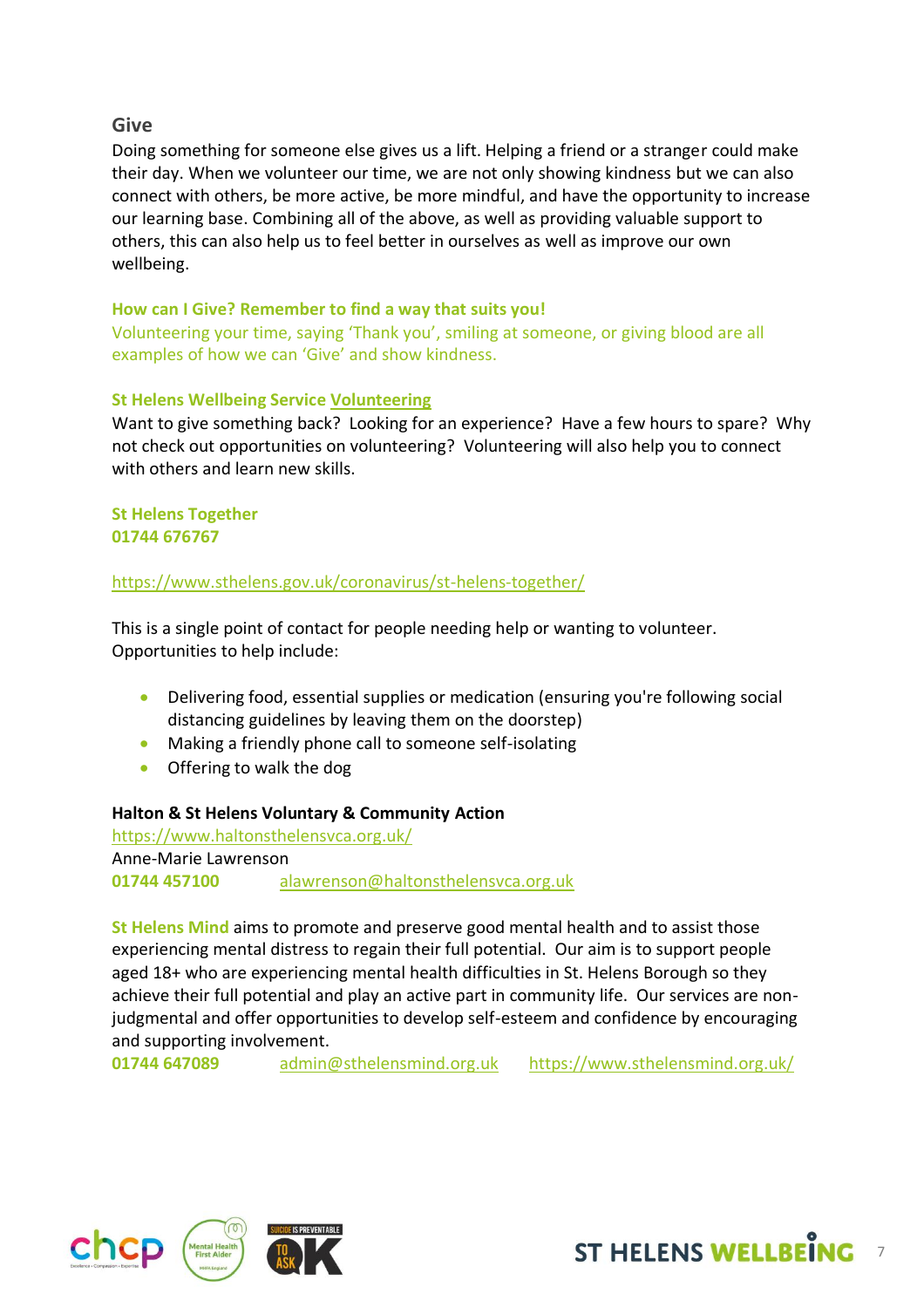## Give

Doing something for someone else gives us a lift. Helping a friend or a stranger could make their day. When we volunteer our time, we are not only showing kindness but we can also connect with others, be more active, be more mindful, and have the opportunity to increase our learning base. Combining all of the above, as well as providing valuable support to others, this can also help us to feel better in ourselves as well as improve our own wellbeing.

**How can I Give? Remember to find a way that suits you!**

Volunteering your time, saying 'Thank you', smiling at someone, or giving blood are all examples of how we can 'Give' and show kindness.

**St Helens Wellbeing Service Volunteering**

Want to give something back? Looking for an experience? Have a few hours to spare? Why not check out opportunities on volunteering? Volunteering will also help you to connect with others and learn new skills.

**St Helens Together**
**01744 676767**

https://www.sthelens.gov.uk/coronavirus/st-helens-together/

This is a single point of contact for people needing help or wanting to volunteer. Opportunities to help include:

- Delivering food, essential supplies or medication (ensuring you're following social distancing guidelines by leaving them on the doorstep)
- Making a friendly phone call to someone self-isolating
- Offering to walk the dog

**Halton & St Helens Voluntary & Community Action**
https://www.haltonsthelensvca.org.uk/
Anne-Marie Lawrenson
**01744 457100** alawrenson@haltonsthelensvca.org.uk

**St Helens Mind** aims to promote and preserve good mental health and to assist those experiencing mental distress to regain their full potential. Our aim is to support people aged 18+ who are experiencing mental health difficulties in St. Helens Borough so they achieve their full potential and play an active part in community life. Our services are non-judgmental and offer opportunities to develop self-esteem and confidence by encouraging and supporting involvement.
**01744 647089** admin@sthelensmind.org.uk https://www.sthelensmind.org.uk/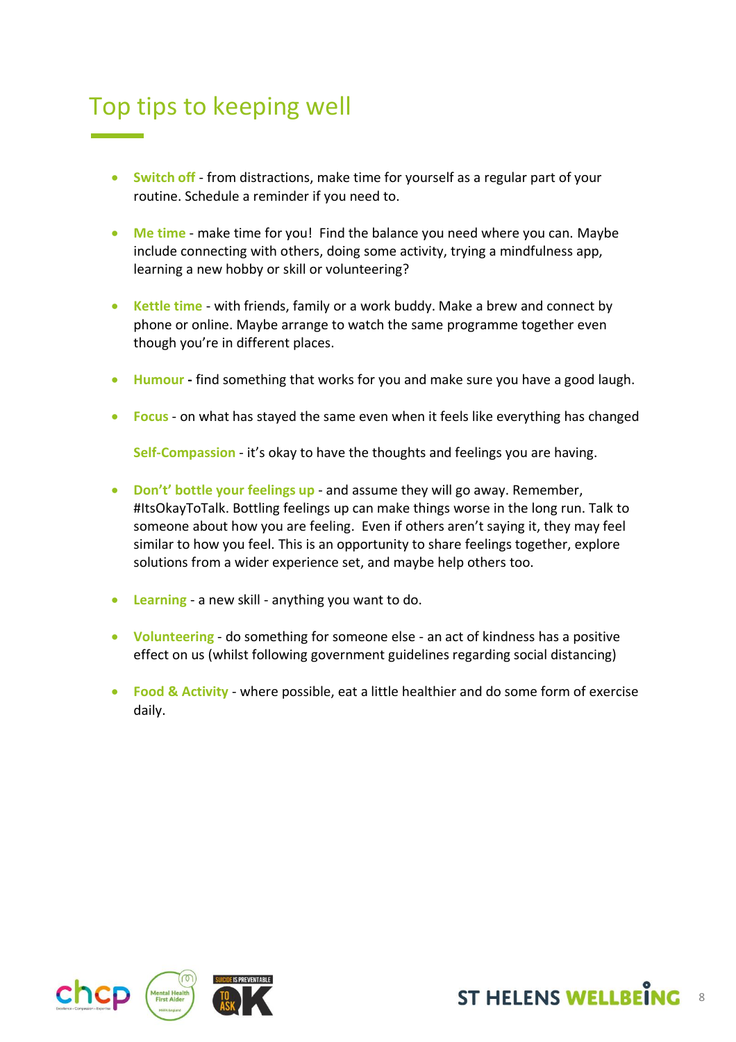# Top tips to keeping well

- **Switch off** - from distractions, make time for yourself as a regular part of your routine. Schedule a reminder if you need to.

- **Me time** - make time for you! Find the balance you need where you can. Maybe include connecting with others, doing some activity, trying a mindfulness app, learning a new hobby or skill or volunteering?

- **Kettle time** - with friends, family or a work buddy. Make a brew and connect by phone or online. Maybe arrange to watch the same programme together even though you're in different places.

- **Humour** - find something that works for you and make sure you have a good laugh.

- **Focus** - on what has stayed the same even when it feels like everything has changed

  **Self-Compassion** - it's okay to have the thoughts and feelings you are having.

- **Don't' bottle your feelings up** - and assume they will go away. Remember, #ItsOkayToTalk. Bottling feelings up can make things worse in the long run. Talk to someone about how you are feeling. Even if others aren't saying it, they may feel similar to how you feel. This is an opportunity to share feelings together, explore solutions from a wider experience set, and maybe help others too.

- **Learning** - a new skill - anything you want to do.

- **Volunteering** - do something for someone else - an act of kindness has a positive effect on us (whilst following government guidelines regarding social distancing)

- **Food & Activity** - where possible, eat a little healthier and do some form of exercise daily.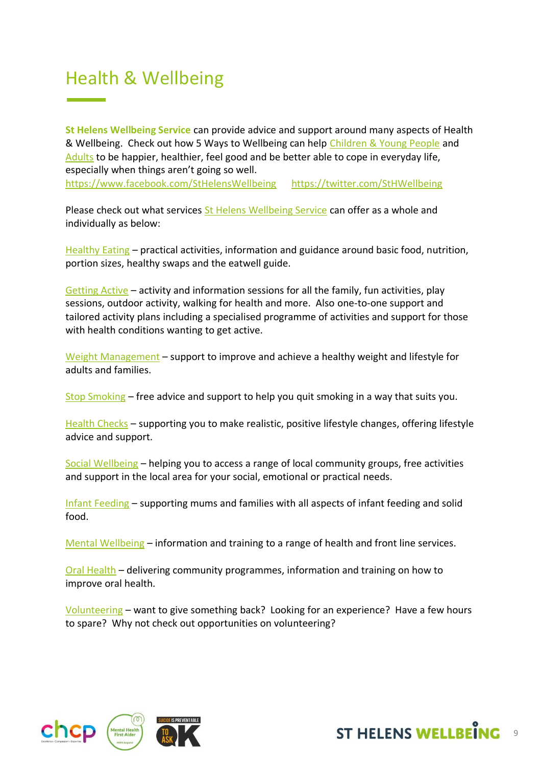# Health & Wellbeing

**St Helens Wellbeing Service** can provide advice and support around many aspects of Health & Wellbeing. Check out how 5 Ways to Wellbeing can help Children & Young People and Adults to be happier, healthier, feel good and be better able to cope in everyday life, especially when things aren't going so well.

https://www.facebook.com/StHelensWellbeing https://twitter.com/StHWellbeing

Please check out what services St Helens Wellbeing Service can offer as a whole and individually as below:

Healthy Eating – practical activities, information and guidance around basic food, nutrition, portion sizes, healthy swaps and the eatwell guide.

Getting Active – activity and information sessions for all the family, fun activities, play sessions, outdoor activity, walking for health and more. Also one-to-one support and tailored activity plans including a specialised programme of activities and support for those with health conditions wanting to get active.

Weight Management – support to improve and achieve a healthy weight and lifestyle for adults and families.

Stop Smoking – free advice and support to help you quit smoking in a way that suits you.

Health Checks – supporting you to make realistic, positive lifestyle changes, offering lifestyle advice and support.

Social Wellbeing – helping you to access a range of local community groups, free activities and support in the local area for your social, emotional or practical needs.

Infant Feeding – supporting mums and families with all aspects of infant feeding and solid food.

Mental Wellbeing – information and training to a range of health and front line services.

Oral Health – delivering community programmes, information and training on how to improve oral health.

Volunteering – want to give something back? Looking for an experience? Have a few hours to spare? Why not check out opportunities on volunteering?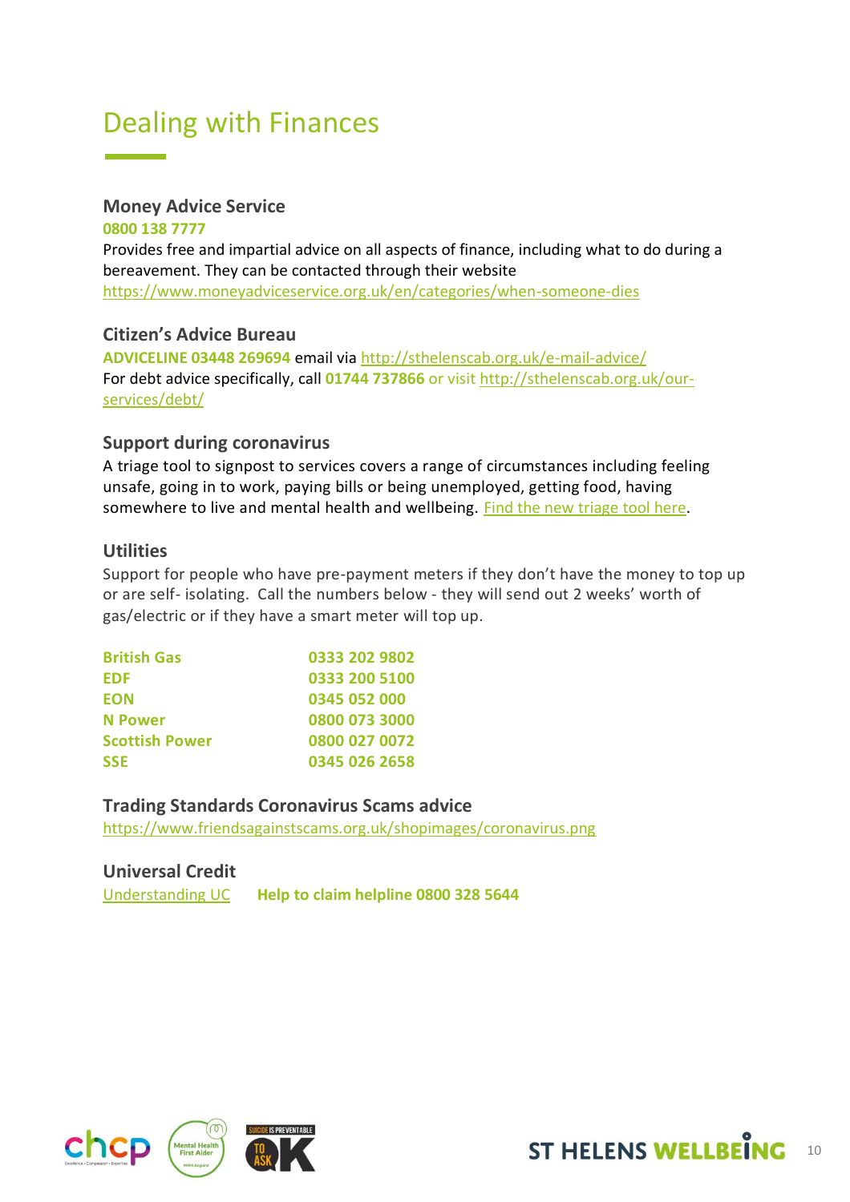# Dealing with Finances

### Money Advice Service

**0800 138 7777**

Provides free and impartial advice on all aspects of finance, including what to do during a bereavement. They can be contacted through their website https://www.moneyadviceservice.org.uk/en/categories/when-someone-dies

### Citizen's Advice Bureau

**ADVICELINE 03448 269694** email via http://sthelenscab.org.uk/e-mail-advice/

For debt advice specifically, call **01744 737866** or visit http://sthelenscab.org.uk/our-services/debt/

### Support during coronavirus

A triage tool to signpost to services covers a range of circumstances including feeling unsafe, going in to work, paying bills or being unemployed, getting food, having somewhere to live and mental health and wellbeing. Find the new triage tool here.

### Utilities

Support for people who have pre-payment meters if they don't have the money to top up or are self- isolating. Call the numbers below - they will send out 2 weeks' worth of gas/electric or if they have a smart meter will top up.

| | |
|---|---|
| **British Gas** | **0333 202 9802** |
| **EDF** | **0333 200 5100** |
| **EON** | **0345 052 000** |
| **N Power** | **0800 073 3000** |
| **Scottish Power** | **0800 027 0072** |
| **SSE** | **0345 026 2658** |

### Trading Standards Coronavirus Scams advice

https://www.friendsagainstscams.org.uk/shopimages/coronavirus.png

### Universal Credit

Understanding UC **Help to claim helpline 0800 328 5644**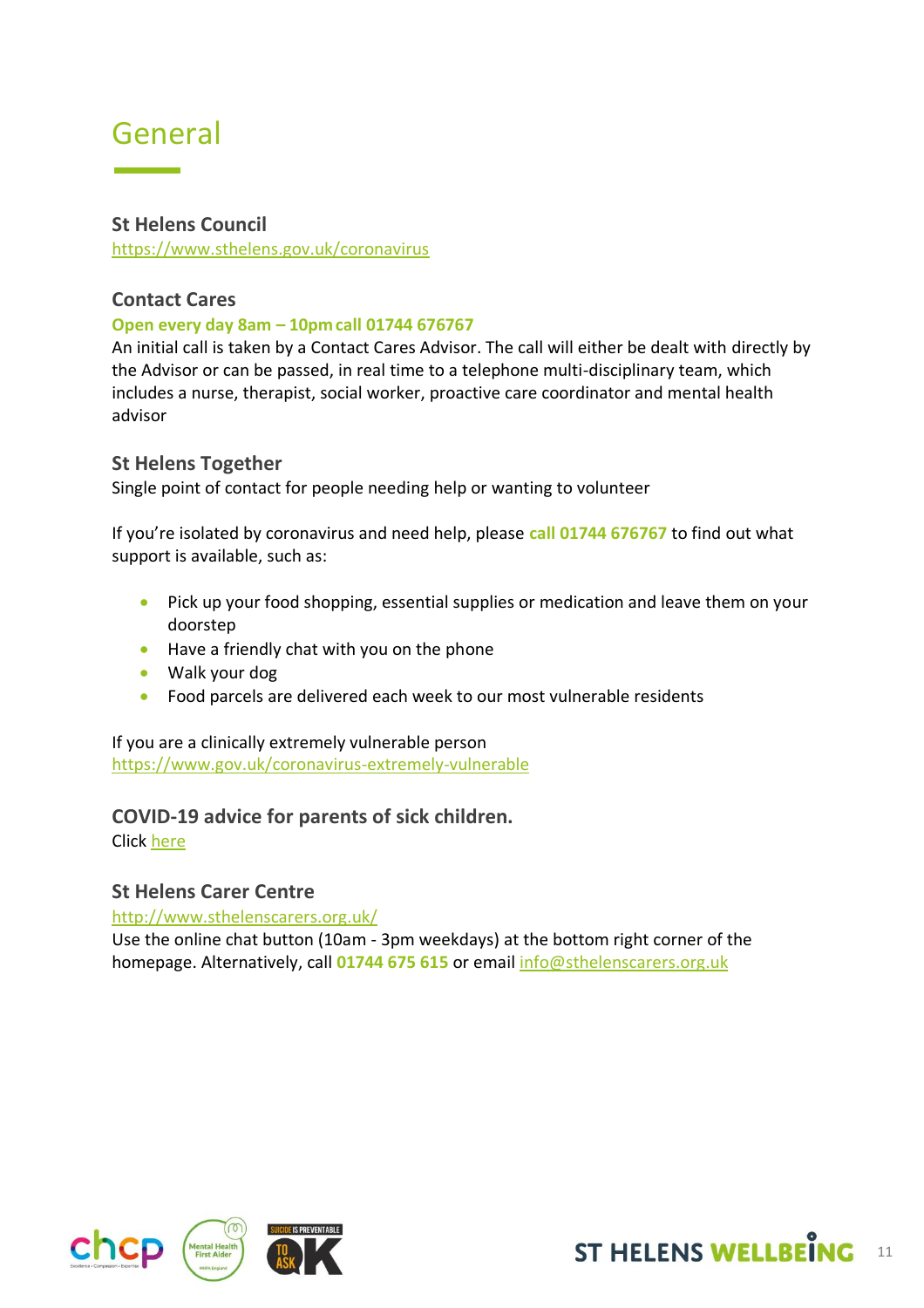# General

### St Helens Council

https://www.sthelens.gov.uk/coronavirus

### Contact Cares

**Open every day 8am – 10pm call 01744 676767**

An initial call is taken by a Contact Cares Advisor. The call will either be dealt with directly by the Advisor or can be passed, in real time to a telephone multi-disciplinary team, which includes a nurse, therapist, social worker, proactive care coordinator and mental health advisor

### St Helens Together

Single point of contact for people needing help or wanting to volunteer

If you're isolated by coronavirus and need help, please **call 01744 676767** to find out what support is available, such as:

- Pick up your food shopping, essential supplies or medication and leave them on your doorstep
- Have a friendly chat with you on the phone
- Walk your dog
- Food parcels are delivered each week to our most vulnerable residents

If you are a clinically extremely vulnerable person
https://www.gov.uk/coronavirus-extremely-vulnerable

### COVID-19 advice for parents of sick children.

Click here

### St Helens Carer Centre

http://www.sthelenscarers.org.uk/

Use the online chat button (10am - 3pm weekdays) at the bottom right corner of the homepage. Alternatively, call **01744 675 615** or email info@sthelenscarers.org.uk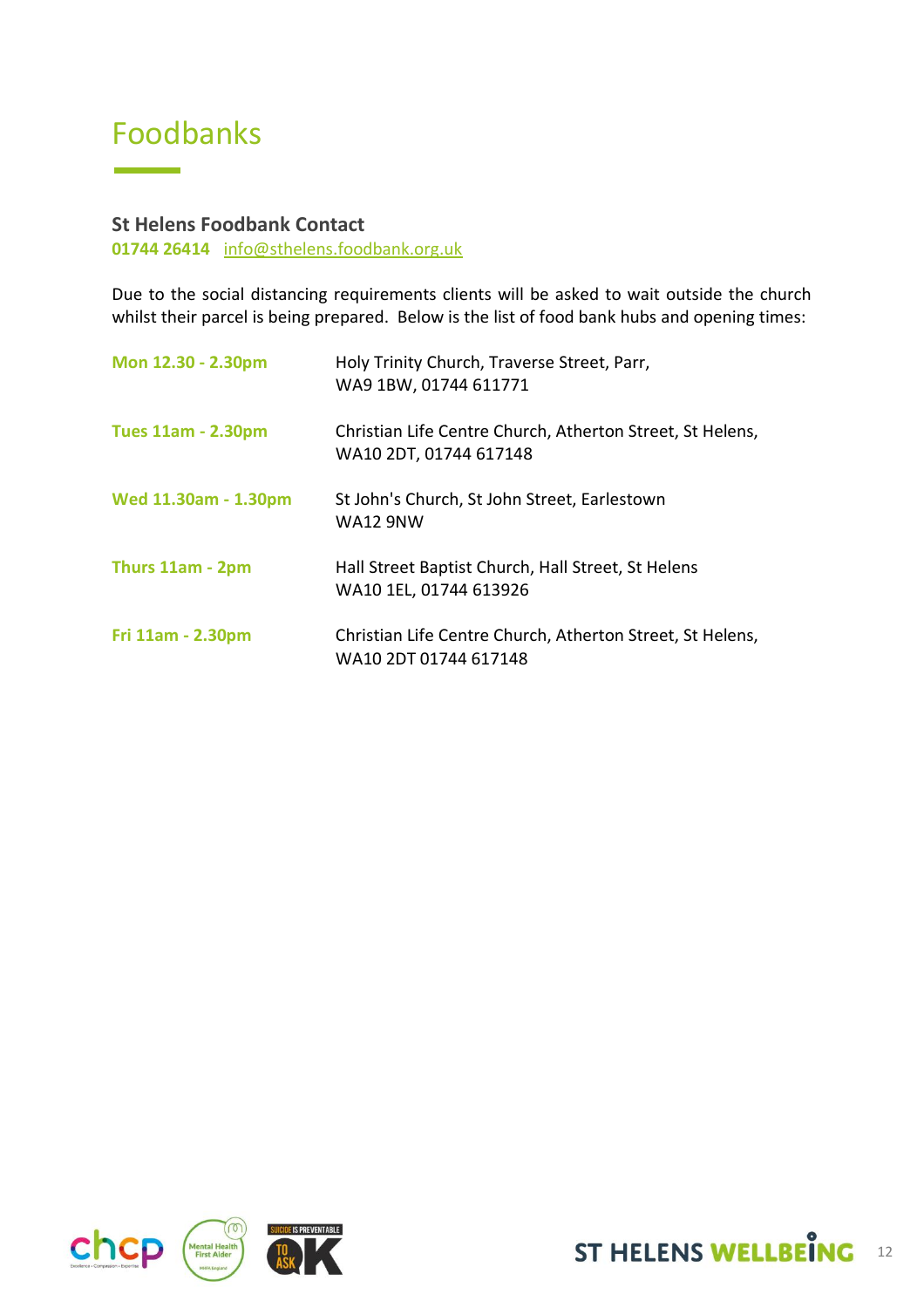# Foodbanks

**St Helens Foodbank Contact**

**01744 26414** info@sthelens.foodbank.org.uk

Due to the social distancing requirements clients will be asked to wait outside the church whilst their parcel is being prepared. Below is the list of food bank hubs and opening times:

| | |
|---|---|
| **Mon 12.30 - 2.30pm** | Holy Trinity Church, Traverse Street, Parr, WA9 1BW, 01744 611771 |
| **Tues 11am - 2.30pm** | Christian Life Centre Church, Atherton Street, St Helens, WA10 2DT, 01744 617148 |
| **Wed 11.30am - 1.30pm** | St John's Church, St John Street, Earlestown WA12 9NW |
| **Thurs 11am - 2pm** | Hall Street Baptist Church, Hall Street, St Helens WA10 1EL, 01744 613926 |
| **Fri 11am - 2.30pm** | Christian Life Centre Church, Atherton Street, St Helens, WA10 2DT 01744 617148 |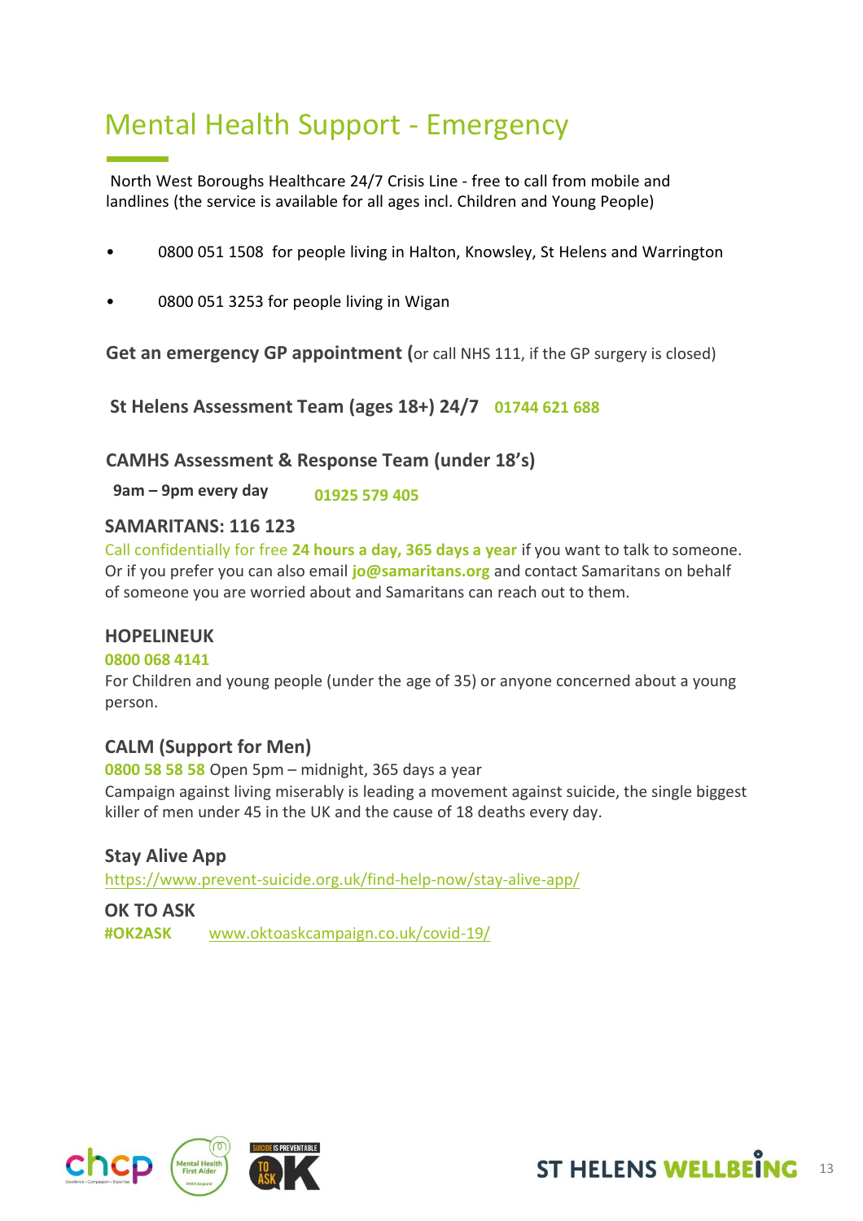# Mental Health Support - Emergency

North West Boroughs Healthcare 24/7 Crisis Line - free to call from mobile and landlines (the service is available for all ages incl. Children and Young People)

- 0800 051 1508 for people living in Halton, Knowsley, St Helens and Warrington
- 0800 051 3253 for people living in Wigan

**Get an emergency GP appointment (**or call NHS 111, if the GP surgery is closed)

**St Helens Assessment Team (ages 18+) 24/7** **01744 621 688**

**CAMHS Assessment & Response Team (under 18's)**

**9am – 9pm every day** **01925 579 405**

**SAMARITANS: 116 123**

Call confidentially for free **24 hours a day, 365 days a year** if you want to talk to someone. Or if you prefer you can also email **jo@samaritans.org** and contact Samaritans on behalf of someone you are worried about and Samaritans can reach out to them.

**HOPELINEUK**

**0800 068 4141**

For Children and young people (under the age of 35) or anyone concerned about a young person.

**CALM (Support for Men)**

**0800 58 58 58** Open 5pm – midnight, 365 days a year

Campaign against living miserably is leading a movement against suicide, the single biggest killer of men under 45 in the UK and the cause of 18 deaths every day.

**Stay Alive App**

https://www.prevent-suicide.org.uk/find-help-now/stay-alive-app/

**OK TO ASK**

**#OK2ASK** www.oktoaskcampaign.co.uk/covid-19/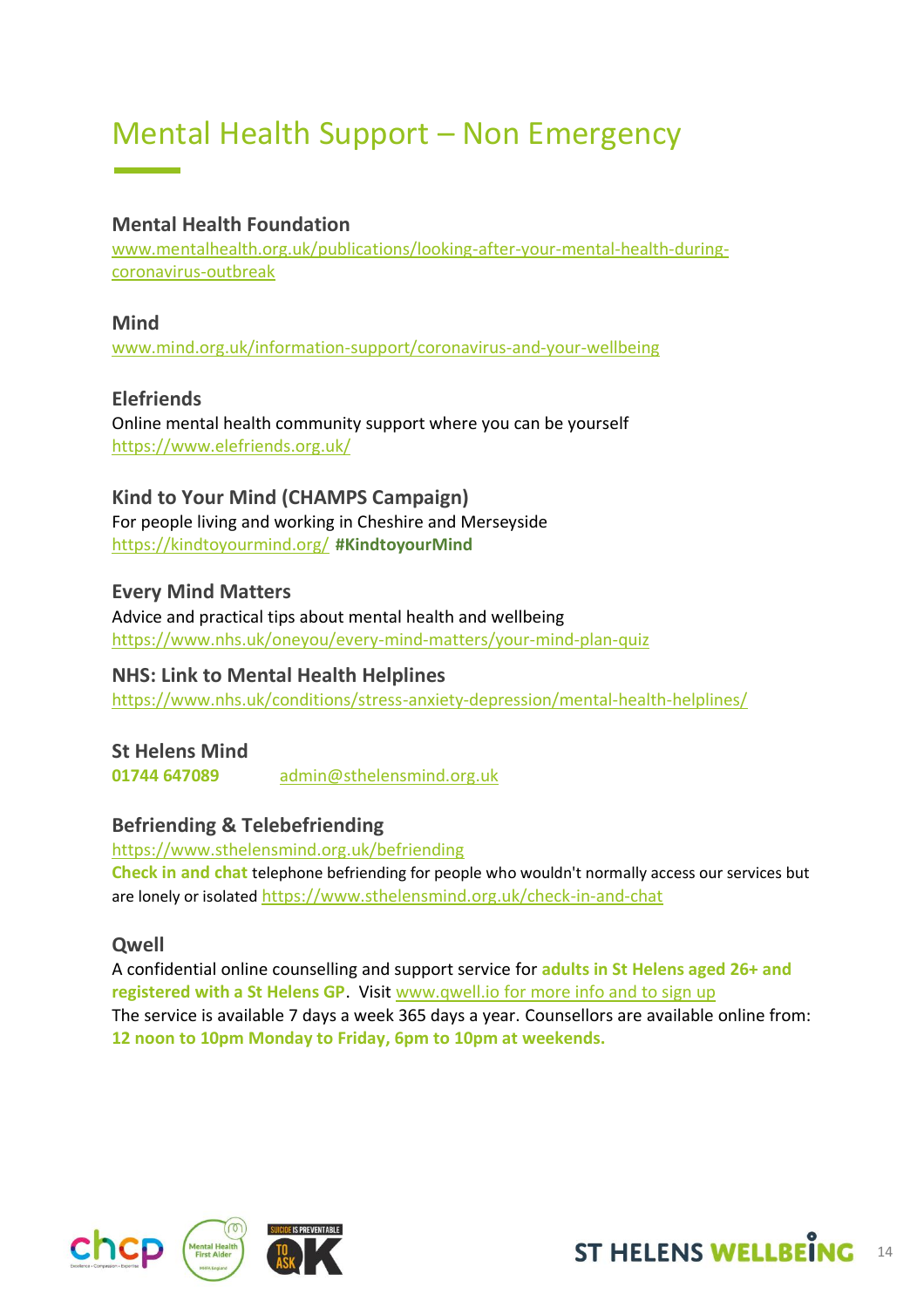# Mental Health Support – Non Emergency

### Mental Health Foundation

www.mentalhealth.org.uk/publications/looking-after-your-mental-health-during-coronavirus-outbreak

### Mind

www.mind.org.uk/information-support/coronavirus-and-your-wellbeing

### Elefriends

Online mental health community support where you can be yourself
https://www.elefriends.org.uk/

### Kind to Your Mind (CHAMPS Campaign)

For people living and working in Cheshire and Merseyside
https://kindtoyourmind.org/ **#KindtoyourMind**

### Every Mind Matters

Advice and practical tips about mental health and wellbeing
https://www.nhs.uk/oneyou/every-mind-matters/your-mind-plan-quiz

### NHS: Link to Mental Health Helplines

https://www.nhs.uk/conditions/stress-anxiety-depression/mental-health-helplines/

### St Helens Mind

**01744 647089** admin@sthelensmind.org.uk

### Befriending & Telebefriending

https://www.sthelensmind.org.uk/befriending
**Check in and chat** telephone befriending for people who wouldn't normally access our services but are lonely or isolated https://www.sthelensmind.org.uk/check-in-and-chat

### Qwell

A confidential online counselling and support service for **adults in St Helens aged 26+ and registered with a St Helens GP**. Visit www.qwell.io for more info and to sign up
The service is available 7 days a week 365 days a year. Counsellors are available online from: **12 noon to 10pm Monday to Friday, 6pm to 10pm at weekends.**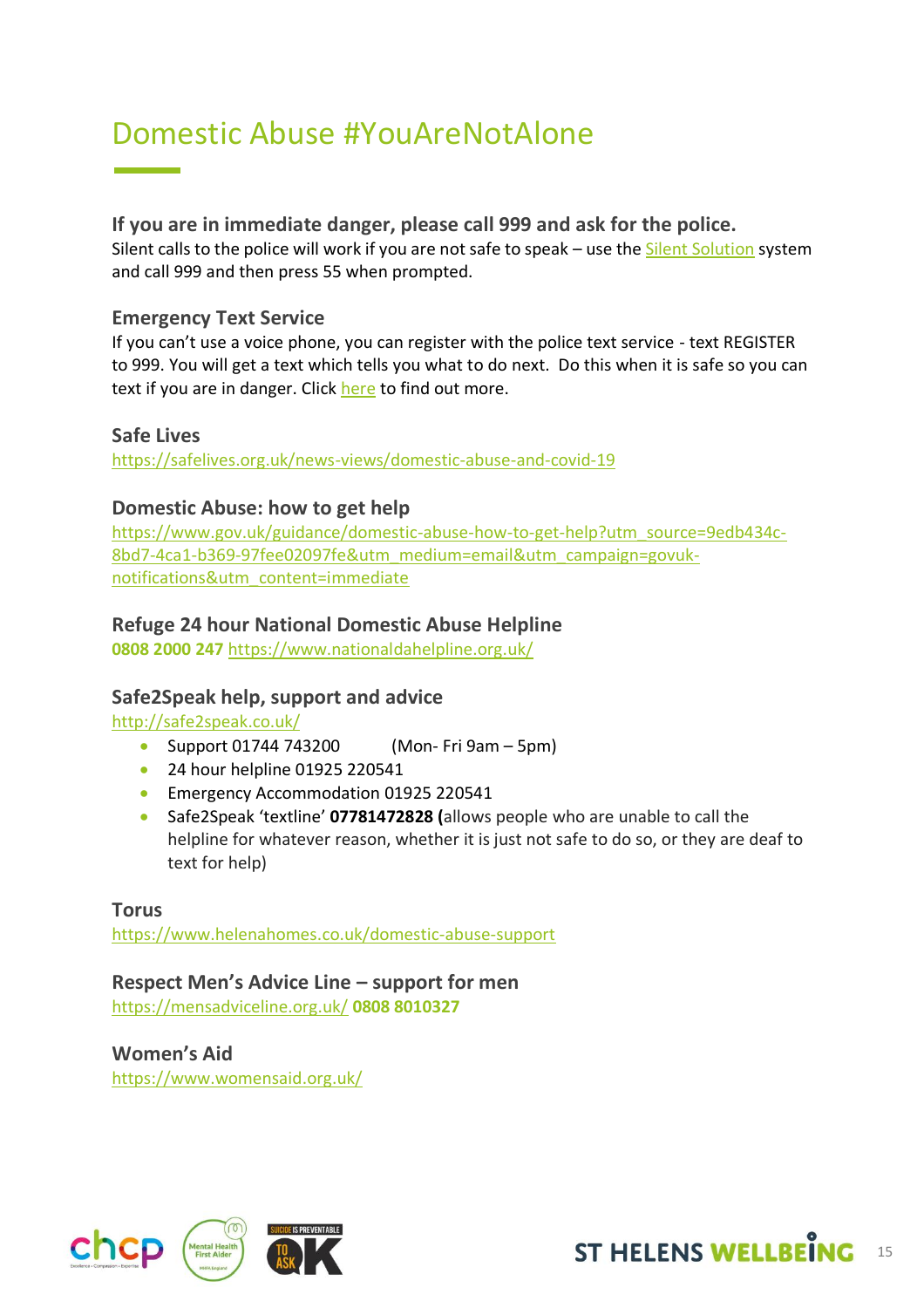# Domestic Abuse #YouAreNotAlone

**If you are in immediate danger, please call 999 and ask for the police.**
Silent calls to the police will work if you are not safe to speak – use the Silent Solution system and call 999 and then press 55 when prompted.

**Emergency Text Service**
If you can't use a voice phone, you can register with the police text service - text REGISTER to 999. You will get a text which tells you what to do next. Do this when it is safe so you can text if you are in danger. Click here to find out more.

**Safe Lives**
https://safelives.org.uk/news-views/domestic-abuse-and-covid-19

**Domestic Abuse: how to get help**
https://www.gov.uk/guidance/domestic-abuse-how-to-get-help?utm_source=9edb434c-8bd7-4ca1-b369-97fee02097fe&utm_medium=email&utm_campaign=govuk-notifications&utm_content=immediate

**Refuge 24 hour National Domestic Abuse Helpline**
**0808 2000 247** https://www.nationaldahelpline.org.uk/

**Safe2Speak help, support and advice**
http://safe2speak.co.uk/

- Support 01744 743200 (Mon- Fri 9am – 5pm)
- 24 hour helpline 01925 220541
- Emergency Accommodation 01925 220541
- Safe2Speak 'textline' **07781472828 (**allows people who are unable to call the helpline for whatever reason, whether it is just not safe to do so, or they are deaf to text for help)

**Torus**
https://www.helenahomes.co.uk/domestic-abuse-support

**Respect Men's Advice Line – support for men**
https://mensadviceline.org.uk/ **0808 8010327**

**Women's Aid**
https://www.womensaid.org.uk/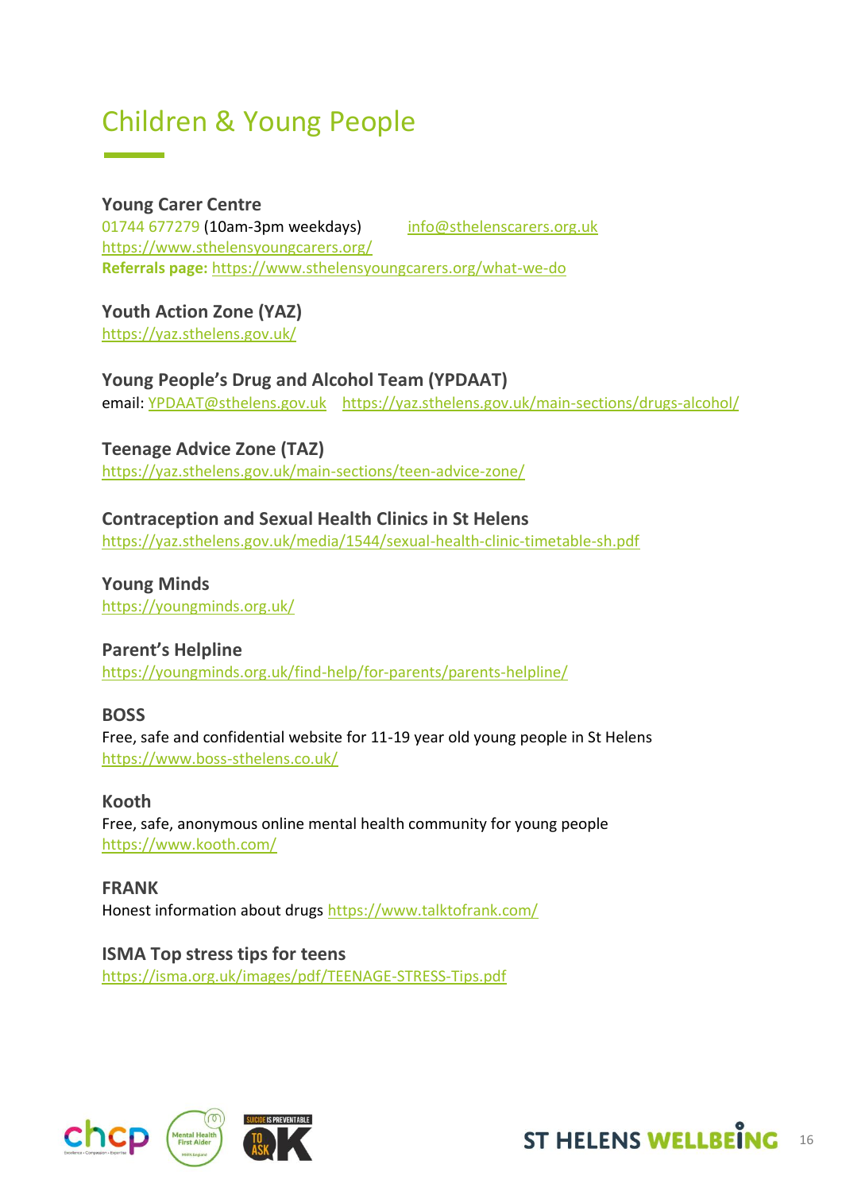# Children & Young People

### Young Carer Centre

01744 677279 (10am-3pm weekdays) info@sthelenscarers.org.uk
https://www.sthelensyoungcarers.org/
**Referrals page:** https://www.sthelensyoungcarers.org/what-we-do

### Youth Action Zone (YAZ)

https://yaz.sthelens.gov.uk/

### Young People's Drug and Alcohol Team (YPDAAT)

email: YPDAAT@sthelens.gov.uk https://yaz.sthelens.gov.uk/main-sections/drugs-alcohol/

### Teenage Advice Zone (TAZ)

https://yaz.sthelens.gov.uk/main-sections/teen-advice-zone/

### Contraception and Sexual Health Clinics in St Helens

https://yaz.sthelens.gov.uk/media/1544/sexual-health-clinic-timetable-sh.pdf

### Young Minds

https://youngminds.org.uk/

### Parent's Helpline

https://youngminds.org.uk/find-help/for-parents/parents-helpline/

### BOSS

Free, safe and confidential website for 11-19 year old young people in St Helens
https://www.boss-sthelens.co.uk/

### Kooth

Free, safe, anonymous online mental health community for young people
https://www.kooth.com/

### FRANK

Honest information about drugs https://www.talktofrank.com/

### ISMA Top stress tips for teens

https://isma.org.uk/images/pdf/TEENAGE-STRESS-Tips.pdf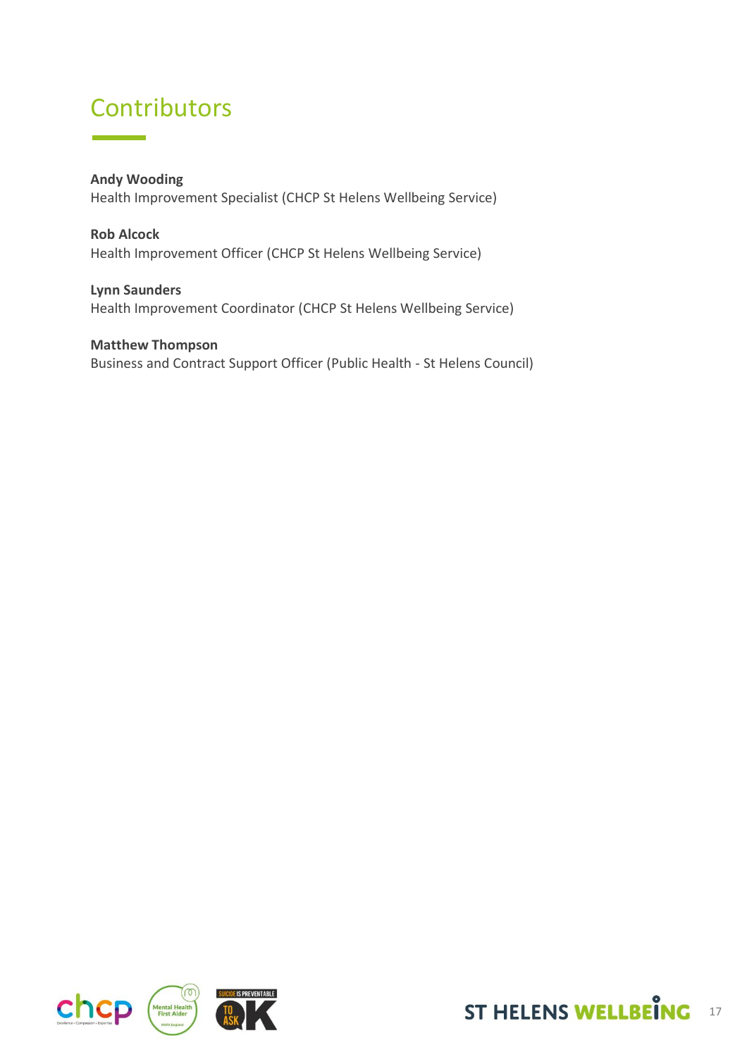# Contributors

**Andy Wooding**
Health Improvement Specialist (CHCP St Helens Wellbeing Service)

**Rob Alcock**
Health Improvement Officer (CHCP St Helens Wellbeing Service)

**Lynn Saunders**
Health Improvement Coordinator (CHCP St Helens Wellbeing Service)

**Matthew Thompson**
Business and Contract Support Officer (Public Health - St Helens Council)